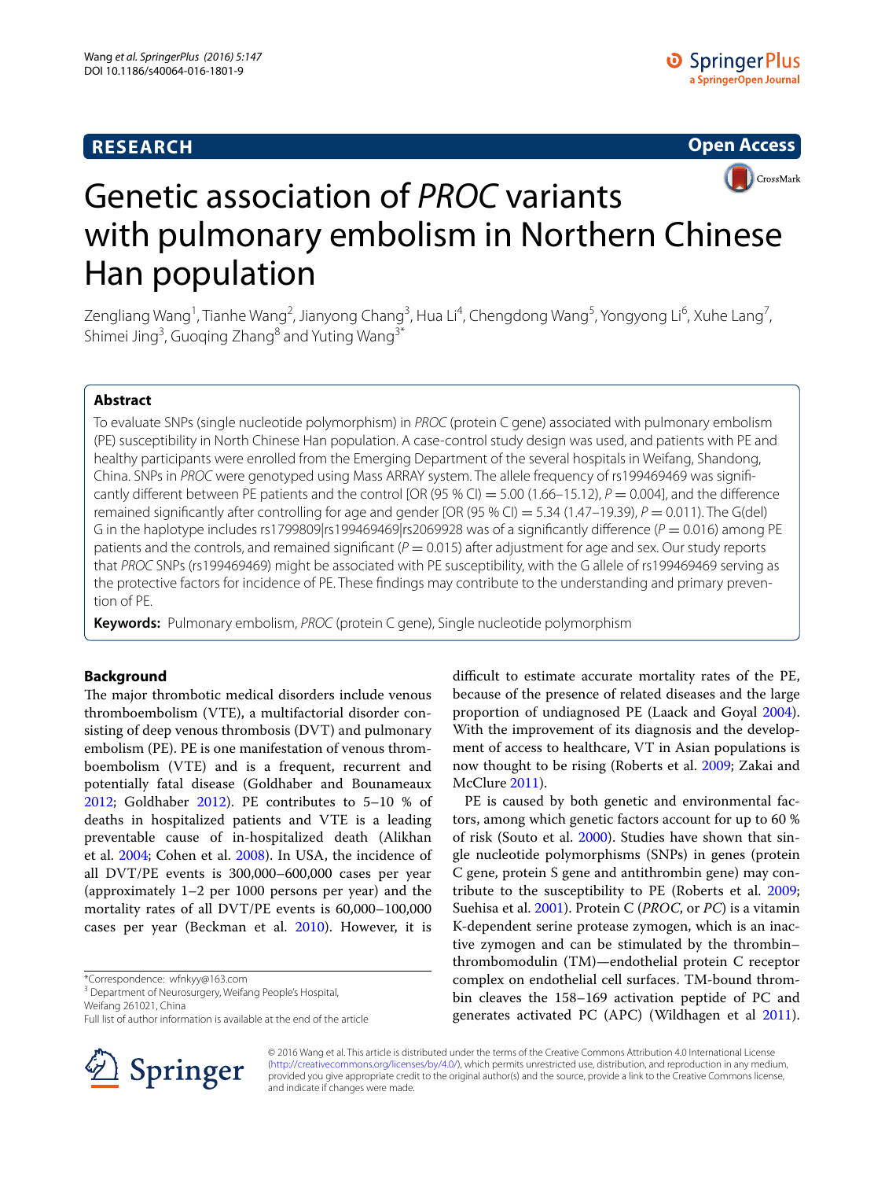**RESEARCH** **Open Access**

# Genetic association of *PROC* variants with pulmonary embolism in Northern Chinese Han population

Zengliang Wang[1], Tianhe Wang[2], Jianyong Chang[3], Hua Li[4], Chengdong Wang[5], Yongyong Li[6], Xuhe Lang[7], Shimei Jing[3], Guoqing Zhang[8] and Yuting Wang[3*]

## Abstract

To evaluate SNPs (single nucleotide polymorphism) in *PROC* (protein C gene) associated with pulmonary embolism (PE) susceptibility in North Chinese Han population. A case-control study design was used, and patients with PE and healthy participants were enrolled from the Emerging Department of the several hospitals in Weifang, Shandong, China. SNPs in *PROC* were genotyped using Mass ARRAY system. The allele frequency of rs199469469 was significantly different between PE patients and the control [OR (95 % CI) = 5.00 (1.66–15.12), $P = 0.004$], and the difference remained significantly after controlling for age and gender [OR (95 % CI) = 5.34 (1.47–19.39), $P = 0.011$). The G(del) G in the haplotype includes rs1799809|rs199469469|rs2069928 was of a significantly difference ($P = 0.016$) among PE patients and the controls, and remained significant ($P = 0.015$) after adjustment for age and sex. Our study reports that *PROC* SNPs (rs199469469) might be associated with PE susceptibility, with the G allele of rs199469469 serving as the protective factors for incidence of PE. These findings may contribute to the understanding and primary prevention of PE.

**Keywords:** Pulmonary embolism, *PROC* (protein C gene), Single nucleotide polymorphism

## Background

The major thrombotic medical disorders include venous thromboembolism (VTE), a multifactorial disorder consisting of deep venous thrombosis (DVT) and pulmonary embolism (PE). PE is one manifestation of venous thromboembolism (VTE) and is a frequent, recurrent and potentially fatal disease (Goldhaber and Bounameaux 2012; Goldhaber 2012). PE contributes to 5–10 % of deaths in hospitalized patients and VTE is a leading preventable cause of in-hospitalized death (Alikhan et al. 2004; Cohen et al. 2008). In USA, the incidence of all DVT/PE events is 300,000–600,000 cases per year (approximately 1–2 per 1000 persons per year) and the mortality rates of all DVT/PE events is 60,000–100,000 cases per year (Beckman et al. 2010). However, it is difficult to estimate accurate mortality rates of the PE, because of the presence of related diseases and the large proportion of undiagnosed PE (Laack and Goyal 2004). With the improvement of its diagnosis and the development of access to healthcare, VT in Asian populations is now thought to be rising (Roberts et al. 2009; Zakai and McClure 2011).

PE is caused by both genetic and environmental factors, among which genetic factors account for up to 60 % of risk (Souto et al. 2000). Studies have shown that single nucleotide polymorphisms (SNPs) in genes (protein C gene, protein S gene and antithrombin gene) may contribute to the susceptibility to PE (Roberts et al. 2009; Suehisa et al. 2001). Protein C (*PROC*, or *PC*) is a vitamin K-dependent serine protease zymogen, which is an inactive zymogen and can be stimulated by the thrombin–thrombomodulin (TM)—endothelial protein C receptor complex on endothelial cell surfaces. TM-bound thrombin cleaves the 158–169 activation peptide of PC and generates activated PC (APC) (Wildhagen et al 2011).

*Correspondence: wfnkyy@163.com
[3] Department of Neurosurgery, Weifang People's Hospital, Weifang 261021, China
Full list of author information is available at the end of the article

© 2016 Wang et al. This article is distributed under the terms of the Creative Commons Attribution 4.0 International License (http://creativecommons.org/licenses/by/4.0/), which permits unrestricted use, distribution, and reproduction in any medium, provided you give appropriate credit to the original author(s) and the source, provide a link to the Creative Commons license, and indicate if changes were made.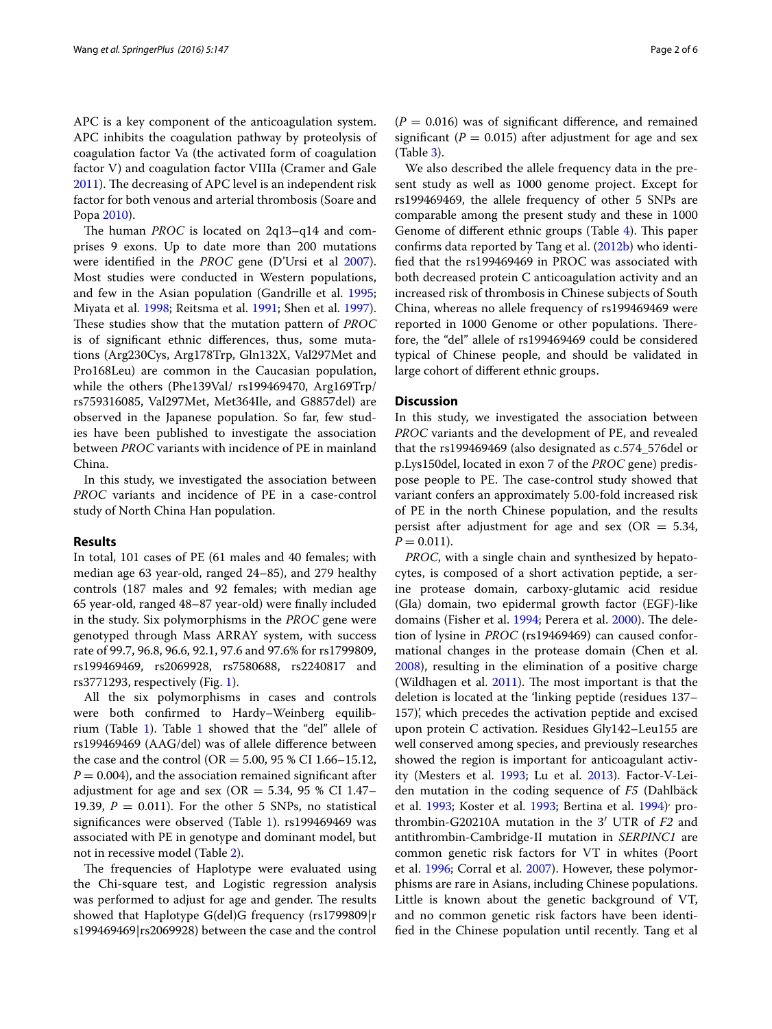APC is a key component of the anticoagulation system. APC inhibits the coagulation pathway by proteolysis of coagulation factor Va (the activated form of coagulation factor V) and coagulation factor VIIIa (Cramer and Gale 2011). The decreasing of APC level is an independent risk factor for both venous and arterial thrombosis (Soare and Popa 2010).

The human *PROC* is located on 2q13–q14 and comprises 9 exons. Up to date more than 200 mutations were identified in the *PROC* gene (D'Ursi et al 2007). Most studies were conducted in Western populations, and few in the Asian population (Gandrille et al. 1995; Miyata et al. 1998; Reitsma et al. 1991; Shen et al. 1997). These studies show that the mutation pattern of *PROC* is of significant ethnic differences, thus, some mutations (Arg230Cys, Arg178Trp, Gln132X, Val297Met and Pro168Leu) are common in the Caucasian population, while the others (Phe139Val/ rs199469470, Arg169Trp/ rs759316085, Val297Met, Met364Ile, and G8857del) are observed in the Japanese population. So far, few studies have been published to investigate the association between *PROC* variants with incidence of PE in mainland China.

In this study, we investigated the association between *PROC* variants and incidence of PE in a case-control study of North China Han population.

## Results

In total, 101 cases of PE (61 males and 40 females; with median age 63 year-old, ranged 24–85), and 279 healthy controls (187 males and 92 females; with median age 65 year-old, ranged 48–87 year-old) were finally included in the study. Six polymorphisms in the *PROC* gene were genotyped through Mass ARRAY system, with success rate of 99.7, 96.8, 96.6, 92.1, 97.6 and 97.6% for rs1799809, rs199469469, rs2069928, rs7580688, rs2240817 and rs3771293, respectively (Fig. 1).

All the six polymorphisms in cases and controls were both confirmed to Hardy–Weinberg equilibrium (Table 1). Table 1 showed that the "del" allele of rs199469469 (AAG/del) was of allele difference between the case and the control (OR = 5.00, 95 % CI 1.66–15.12, $P = 0.004$), and the association remained significant after adjustment for age and sex (OR = 5.34, 95 % CI 1.47–19.39, $P = 0.011$). For the other 5 SNPs, no statistical significances were observed (Table 1). rs199469469 was associated with PE in genotype and dominant model, but not in recessive model (Table 2).

The frequencies of Haplotype were evaluated using the Chi-square test, and Logistic regression analysis was performed to adjust for age and gender. The results showed that Haplotype G(del)G frequency (rs1799809|rs199469469|rs2069928) between the case and the control ($P = 0.016$) was of significant difference, and remained significant ($P = 0.015$) after adjustment for age and sex (Table 3).

We also described the allele frequency data in the present study as well as 1000 genome project. Except for rs199469469, the allele frequency of other 5 SNPs are comparable among the present study and these in 1000 Genome of different ethnic groups (Table 4). This paper confirms data reported by Tang et al. (2012b) who identified that the rs199469469 in PROC was associated with both decreased protein C anticoagulation activity and an increased risk of thrombosis in Chinese subjects of South China, whereas no allele frequency of rs199469469 were reported in 1000 Genome or other populations. Therefore, the "del" allele of rs199469469 could be considered typical of Chinese people, and should be validated in large cohort of different ethnic groups.

## Discussion

In this study, we investigated the association between *PROC* variants and the development of PE, and revealed that the rs199469469 (also designated as c.574_576del or p.Lys150del, located in exon 7 of the *PROC* gene) predispose people to PE. The case-control study showed that variant confers an approximately 5.00-fold increased risk of PE in the north Chinese population, and the results persist after adjustment for age and sex (OR = 5.34, $P = 0.011$).

*PROC*, with a single chain and synthesized by hepatocytes, is composed of a short activation peptide, a serine protease domain, carboxy-glutamic acid residue (Gla) domain, two epidermal growth factor (EGF)-like domains (Fisher et al. 1994; Perera et al. 2000). The deletion of lysine in *PROC* (rs19469469) can caused conformational changes in the protease domain (Chen et al. 2008), resulting in the elimination of a positive charge (Wildhagen et al. 2011). The most important is that the deletion is located at the 'linking peptide (residues 137–157)', which precedes the activation peptide and excised upon protein C activation. Residues Gly142–Leu155 are well conserved among species, and previously researches showed the region is important for anticoagulant activity (Mesters et al. 1993; Lu et al. 2013). Factor-V-Leiden mutation in the coding sequence of *F5* (Dahlbäck et al. 1993; Koster et al. 1993; Bertina et al. 1994), prothrombin-G20210A mutation in the 3′ UTR of *F2* and antithrombin-Cambridge-II mutation in *SERPINC1* are common genetic risk factors for VT in whites (Poort et al. 1996; Corral et al. 2007). However, these polymorphisms are rare in Asians, including Chinese populations. Little is known about the genetic background of VT, and no common genetic risk factors have been identified in the Chinese population until recently. Tang et al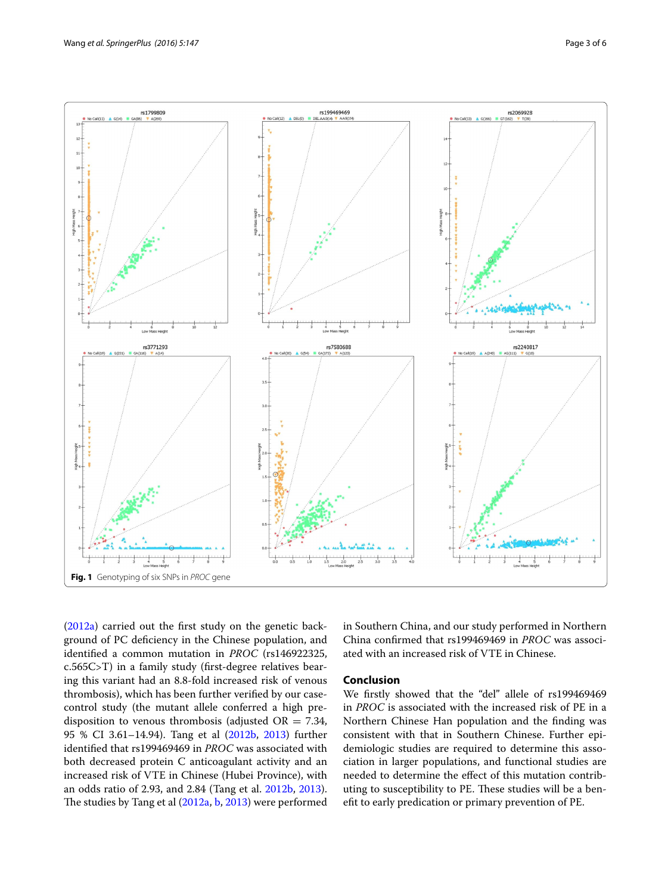Fig. 1 Genotyping of six SNPs in *PROC* gene

(2012a) carried out the first study on the genetic background of PC deficiency in the Chinese population, and identified a common mutation in *PROC* (rs146922325, c.565C>T) in a family study (first-degree relatives bearing this variant had an 8.8-fold increased risk of venous thrombosis), which has been further verified by our case-control study (the mutant allele conferred a high predisposition to venous thrombosis (adjusted OR = 7.34, 95 % CI 3.61–14.94). Tang et al (2012b, 2013) further identified that rs199469469 in *PROC* was associated with both decreased protein C anticoagulant activity and an increased risk of VTE in Chinese (Hubei Province), with an odds ratio of 2.93, and 2.84 (Tang et al. 2012b, 2013). The studies by Tang et al (2012a, b, 2013) were performed in Southern China, and our study performed in Northern China confirmed that rs199469469 in *PROC* was associated with an increased risk of VTE in Chinese.

## Conclusion

We firstly showed that the "del" allele of rs199469469 in *PROC* is associated with the increased risk of PE in a Northern Chinese Han population and the finding was consistent with that in Southern Chinese. Further epidemiologic studies are required to determine this association in larger populations, and functional studies are needed to determine the effect of this mutation contributing to susceptibility to PE. These studies will be a benefit to early predication or primary prevention of PE.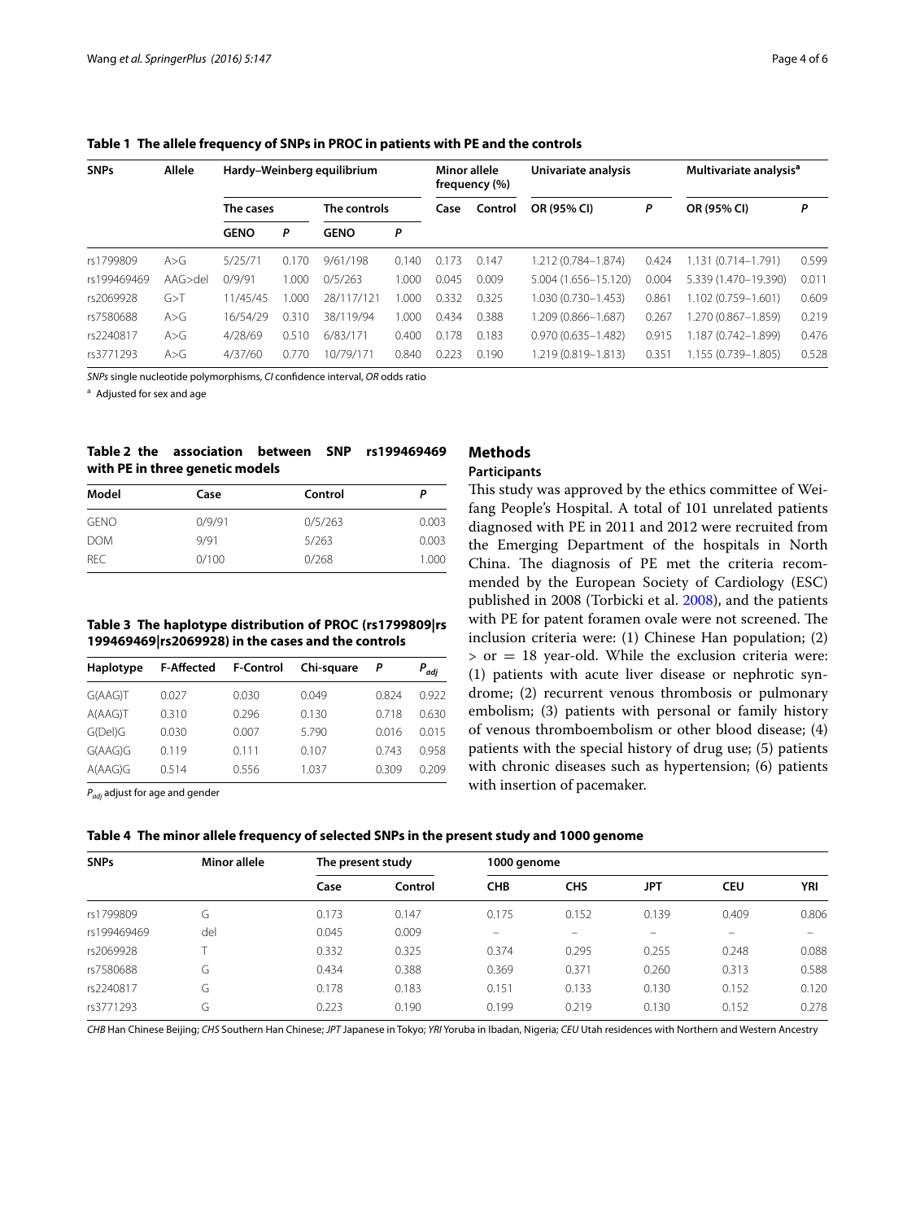**Table 1 The allele frequency of SNPs in PROC in patients with PE and the controls**

| SNPs | Allele | Hardy–Weinberg equilibrium | | | | Minor allele frequency (%) | | Univariate analysis | | Multivariate analysis[a] | |
|---|---|---|---|---|---|---|---|---|---|---|---|
| | | The cases | | The controls | | Case | Control | OR (95% CI) | P | OR (95% CI) | P |
| | | GENO | P | GENO | P | | | | | | |
| rs1799809 | A>G | 5/25/71 | 0.170 | 9/61/198 | 0.140 | 0.173 | 0.147 | 1.212 (0.784–1.874) | 0.424 | 1.131 (0.714–1.791) | 0.599 |
| rs199469469 | AAG>del | 0/9/91 | 1.000 | 0/5/263 | 1.000 | 0.045 | 0.009 | 5.004 (1.656–15.120) | 0.004 | 5.339 (1.470–19.390) | 0.011 |
| rs2069928 | G>T | 11/45/45 | 1.000 | 28/117/121 | 1.000 | 0.332 | 0.325 | 1.030 (0.730–1.453) | 0.861 | 1.102 (0.759–1.601) | 0.609 |
| rs7580688 | A>G | 16/54/29 | 0.310 | 38/119/94 | 1.000 | 0.434 | 0.388 | 1.209 (0.866–1.687) | 0.267 | 1.270 (0.867–1.859) | 0.219 |
| rs2240817 | A>G | 4/28/69 | 0.510 | 6/83/171 | 0.400 | 0.178 | 0.183 | 0.970 (0.635–1.482) | 0.915 | 1.187 (0.742–1.899) | 0.476 |
| rs3771293 | A>G | 4/37/60 | 0.770 | 10/79/171 | 0.840 | 0.223 | 0.190 | 1.219 (0.819–1.813) | 0.351 | 1.155 (0.739–1.805) | 0.528 |

*SNPs* single nucleotide polymorphisms, *CI* confidence interval, *OR* odds ratio

[a] Adjusted for sex and age

**Table 2 the association between SNP rs199469469 with PE in three genetic models**

| Model | Case | Control | P |
|---|---|---|---|
| GENO | 0/9/91 | 0/5/263 | 0.003 |
| DOM | 9/91 | 5/263 | 0.003 |
| REC | 0/100 | 0/268 | 1.000 |

**Table 3 The haplotype distribution of PROC (rs1799809|rs199469469|rs2069928) in the cases and the controls**

| Haplotype | F-Affected | F-Control | Chi-square | P | $P_{adj}$ |
|---|---|---|---|---|---|
| G(AAG)T | 0.027 | 0.030 | 0.049 | 0.824 | 0.922 |
| A(AAG)T | 0.310 | 0.296 | 0.130 | 0.718 | 0.630 |
| G(Del)G | 0.030 | 0.007 | 5.790 | 0.016 | 0.015 |
| G(AAG)G | 0.119 | 0.111 | 0.107 | 0.743 | 0.958 |
| A(AAG)G | 0.514 | 0.556 | 1.037 | 0.309 | 0.209 |

$P_{adj}$ adjust for age and gender

## Methods

### Participants

This study was approved by the ethics committee of Weifang People's Hospital. A total of 101 unrelated patients diagnosed with PE in 2011 and 2012 were recruited from the Emerging Department of the hospitals in North China. The diagnosis of PE met the criteria recommended by the European Society of Cardiology (ESC) published in 2008 (Torbicki et al. 2008), and the patients with PE for patent foramen ovale were not screened. The inclusion criteria were: (1) Chinese Han population; (2) > or = 18 year-old. While the exclusion criteria were: (1) patients with acute liver disease or nephrotic syndrome; (2) recurrent venous thrombosis or pulmonary embolism; (3) patients with personal or family history of venous thromboembolism or other blood disease; (4) patients with the special history of drug use; (5) patients with chronic diseases such as hypertension; (6) patients with insertion of pacemaker.

**Table 4 The minor allele frequency of selected SNPs in the present study and 1000 genome**

| SNPs | Minor allele | The present study | | 1000 genome | | | | |
|---|---|---|---|---|---|---|---|---|
| | | Case | Control | CHB | CHS | JPT | CEU | YRI |
| rs1799809 | G | 0.173 | 0.147 | 0.175 | 0.152 | 0.139 | 0.409 | 0.806 |
| rs199469469 | del | 0.045 | 0.009 | – | – | – | – | – |
| rs2069928 | T | 0.332 | 0.325 | 0.374 | 0.295 | 0.255 | 0.248 | 0.088 |
| rs7580688 | G | 0.434 | 0.388 | 0.369 | 0.371 | 0.260 | 0.313 | 0.588 |
| rs2240817 | G | 0.178 | 0.183 | 0.151 | 0.133 | 0.130 | 0.152 | 0.120 |
| rs3771293 | G | 0.223 | 0.190 | 0.199 | 0.219 | 0.130 | 0.152 | 0.278 |

*CHB* Han Chinese Beijing; *CHS* Southern Han Chinese; *JPT* Japanese in Tokyo; *YRI* Yoruba in Ibadan, Nigeria; *CEU* Utah residences with Northern and Western Ancestry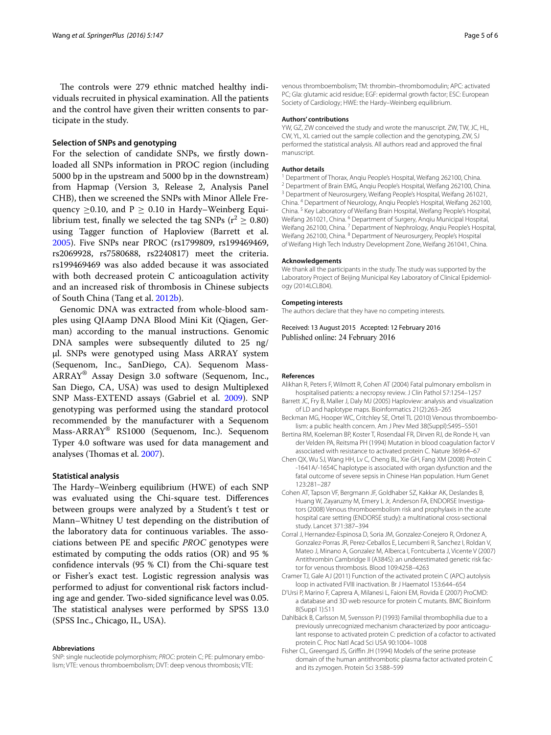The controls were 279 ethnic matched healthy individuals recruited in physical examination. All the patients and the control have given their written consents to participate in the study.

### Selection of SNPs and genotyping

For the selection of candidate SNPs, we firstly downloaded all SNPs information in PROC region (including 5000 bp in the upstream and 5000 bp in the downstream) from Hapmap (Version 3, Release 2, Analysis Panel CHB), then we screened the SNPs with Minor Allele Frequency $\geq$0.10, and P $\geq$ 0.10 in Hardy–Weinberg Equilibrium test, finally we selected the tag SNPs ($r^2 \geq 0.80$) using Tagger function of Haploview (Barrett et al. 2005). Five SNPs near PROC (rs1799809, rs199469469, rs2069928, rs7580688, rs2240817) meet the criteria. rs199469469 was also added because it was associated with both decreased protein C anticoagulation activity and an increased risk of thrombosis in Chinese subjects of South China (Tang et al. 2012b).

Genomic DNA was extracted from whole-blood samples using QIAamp DNA Blood Mini Kit (Qiagen, German) according to the manual instructions. Genomic DNA samples were subsequently diluted to 25 ng/μl. SNPs were genotyped using Mass ARRAY system (Sequenom, Inc., SanDiego, CA). Sequenom MassARRAY® Assay Design 3.0 software (Sequenom, Inc., San Diego, CA, USA) was used to design Multiplexed SNP Mass-EXTEND assays (Gabriel et al. 2009). SNP genotyping was performed using the standard protocol recommended by the manufacturer with a Sequenom Mass-ARRAY® RS1000 (Sequenom, Inc.). Sequenom Typer 4.0 software was used for data management and analyses (Thomas et al. 2007).

### Statistical analysis

The Hardy–Weinberg equilibrium (HWE) of each SNP was evaluated using the Chi-square test. Differences between groups were analyzed by a Student's t test or Mann–Whitney U test depending on the distribution of the laboratory data for continuous variables. The associations between PE and specific *PROC* genotypes were estimated by computing the odds ratios (OR) and 95 % confidence intervals (95 % CI) from the Chi-square test or Fisher's exact test. Logistic regression analysis was performed to adjust for conventional risk factors including age and gender. Two-sided significance level was 0.05. The statistical analyses were performed by SPSS 13.0 (SPSS Inc., Chicago, IL, USA).

#### Abbreviations

SNP: single nucleotide polymorphism; *PROC*: protein C; PE: pulmonary embolism; VTE: venous thromboembolism; DVT: deep venous thrombosis; VTE: venous thromboembolism; TM: thrombin–thrombomodulin; APC: activated PC; Gla: glutamic acid residue; EGF: epidermal growth factor; ESC: European Society of Cardiology; HWE: the Hardy–Weinberg equilibrium.

#### Authors' contributions

YW, GZ, ZW conceived the study and wrote the manuscript. ZW, TW, JC, HL, CW, YL, XL carried out the sample collection and the genotyping, ZW, SJ performed the statistical analysis. All authors read and approved the final manuscript.

#### Author details

[1] Department of Thorax, Anqiu People's Hospital, Weifang 262100, China. [2] Department of Brain EMG, Anqiu People's Hospital, Weifang 262100, China. [3] Department of Neurosurgery, Weifang People's Hospital, Weifang 261021, China. [4] Department of Neurology, Anqiu People's Hospital, Weifang 262100, China. [5] Key Laboratory of Weifang Brain Hospital, Weifang People's Hospital, Weifang 261021, China. [6] Department of Surgery, Anqiu Municipal Hospital, Weifang 262100, China. [7] Department of Nephrology, Anqiu People's Hospital, Weifang 262100, China. [8] Department of Neurosurgery, People's Hospital of Weifang High Tech Industry Development Zone, Weifang 261041, China.

#### Acknowledgements

We thank all the participants in the study. The study was supported by the Laboratory Project of Beijing Municipal Key Laboratory of Clinical Epidemiology (2014LCLB04).

#### Competing interests

The authors declare that they have no competing interests.

Received: 13 August 2015 Accepted: 12 February 2016
Published online: 24 February 2016

#### References

- Alikhan R, Peters F, Wilmott R, Cohen AT (2004) Fatal pulmonary embolism in hospitalised patients: a necropsy review. J Clin Pathol 57:1254–1257
- Barrett JC, Fry B, Maller J, Daly MJ (2005) Haploview: analysis and visualization of LD and haplotype maps. Bioinformatics 21(2):263–265
- Beckman MG, Hooper WC, Critchley SE, Ortel TL (2010) Venous thromboembolism: a public health concern. Am J Prev Med 38(Suppl):S495–S501
- Bertina RM, Koeleman BP, Koster T, Rosendaal FR, Dirven RJ, de Ronde H, van der Velden PA, Reitsma PH (1994) Mutation in blood coagulation factor V associated with resistance to activated protein C. Nature 369:64–67
- Chen QX, Wu SJ, Wang HH, Lv C, Cheng BL, Xie GH, Fang XM (2008) Protein C -1641A/-1654C haplotype is associated with organ dysfunction and the fatal outcome of severe sepsis in Chinese Han population. Hum Genet 123:281–287
- Cohen AT, Tapson VF, Bergmann JF, Goldhaber SZ, Kakkar AK, Deslandes B, Huang W, Zayaruzny M, Emery L Jr, Anderson FA, ENDORSE Investigators (2008) Venous thromboembolism risk and prophylaxis in the acute hospital care setting (ENDORSE study): a multinational cross-sectional study. Lancet 371:387–394
- Corral J, Hernandez-Espinosa D, Soria JM, Gonzalez-Conejero R, Ordonez A, Gonzalez-Porras JR, Perez-Ceballos E, Lecumberri R, Sanchez I, Roldan V, Mateo J, Minano A, Gonzalez M, Alberca I, Fontcuberta J, Vicente V (2007) Antithrombin Cambridge II (A384S): an underestimated genetic risk factor for venous thrombosis. Blood 109:4258–4263
- Cramer TJ, Gale AJ (2011) Function of the activated protein C (APC) autolysis loop in activated FVIII inactivation. Br J Haematol 153:644–654
- D'Ursi P, Marino F, Caprera A, Milanesi L, Faioni EM, Rovida E (2007) ProCMD: a database and 3D web resource for protein C mutants. BMC Bioinform 8(Suppl 1):S11
- Dahlbäck B, Carlsson M, Svensson PJ (1993) Familial thrombophilia due to a previously unrecognized mechanism characterized by poor anticoagulant response to activated protein C: prediction of a cofactor to activated protein C. Proc Natl Acad Sci USA 90:1004–1008
- Fisher CL, Greengard JS, Griffin JH (1994) Models of the serine protease domain of the human antithrombotic plasma factor activated protein C and its zymogen. Protein Sci 3:588–599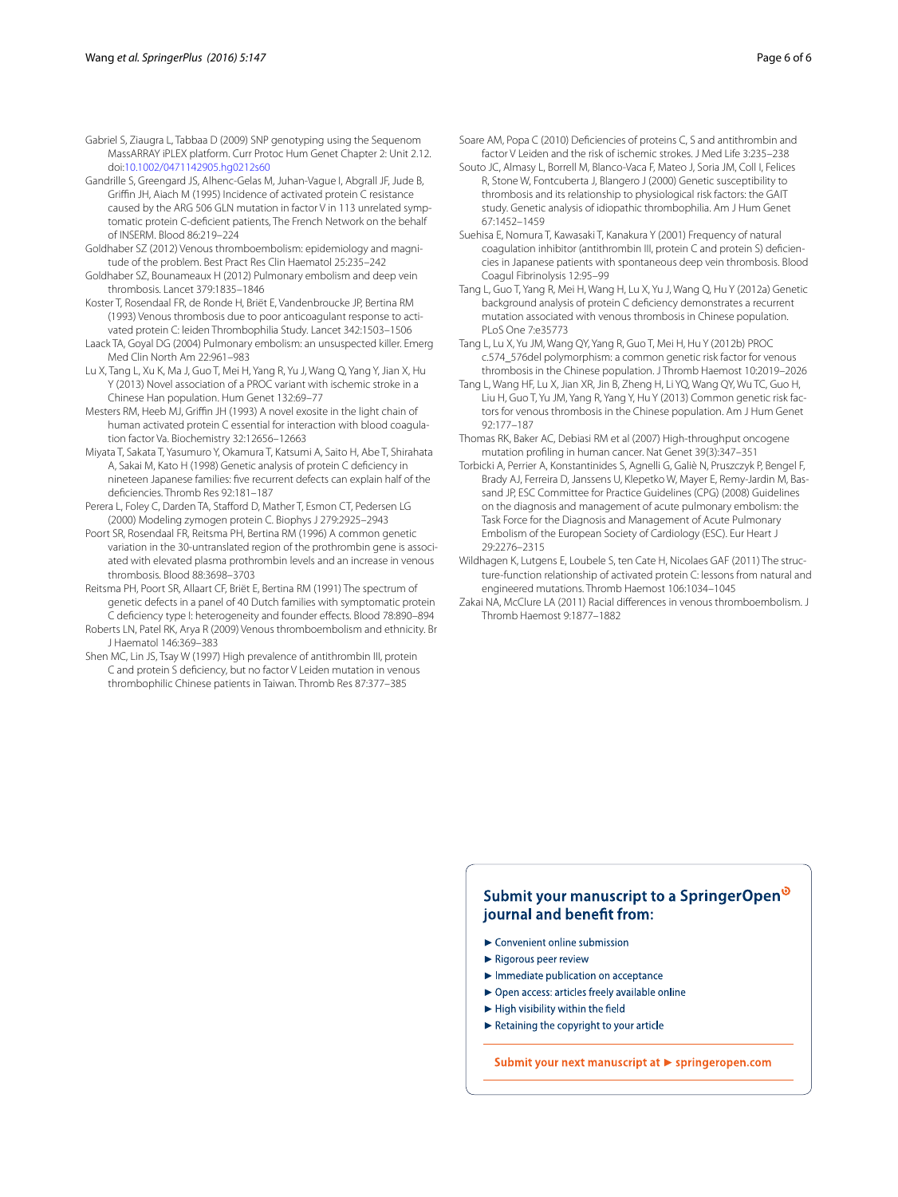Gabriel S, Ziaugra L, Tabbaa D (2009) SNP genotyping using the Sequenom MassARRAY iPLEX platform. Curr Protoc Hum Genet Chapter 2: Unit 2.12. doi:10.1002/0471142905.hg0212s60

Gandrille S, Greengard JS, Alhenc-Gelas M, Juhan-Vague I, Abgrall JF, Jude B, Griffin JH, Aiach M (1995) Incidence of activated protein C resistance caused by the ARG 506 GLN mutation in factor V in 113 unrelated symptomatic protein C-deficient patients, The French Network on the behalf of INSERM. Blood 86:219–224

Goldhaber SZ (2012) Venous thromboembolism: epidemiology and magnitude of the problem. Best Pract Res Clin Haematol 25:235–242

Goldhaber SZ, Bounameaux H (2012) Pulmonary embolism and deep vein thrombosis. Lancet 379:1835–1846

Koster T, Rosendaal FR, de Ronde H, Briët E, Vandenbroucke JP, Bertina RM (1993) Venous thrombosis due to poor anticoagulant response to activated protein C: leiden Thrombophilia Study. Lancet 342:1503–1506

Laack TA, Goyal DG (2004) Pulmonary embolism: an unsuspected killer. Emerg Med Clin North Am 22:961–983

Lu X, Tang L, Xu K, Ma J, Guo T, Mei H, Yang R, Yu J, Wang Q, Yang Y, Jian X, Hu Y (2013) Novel association of a PROC variant with ischemic stroke in a Chinese Han population. Hum Genet 132:69–77

Mesters RM, Heeb MJ, Griffin JH (1993) A novel exosite in the light chain of human activated protein C essential for interaction with blood coagulation factor Va. Biochemistry 32:12656–12663

Miyata T, Sakata T, Yasumuro Y, Okamura T, Katsumi A, Saito H, Abe T, Shirahata A, Sakai M, Kato H (1998) Genetic analysis of protein C deficiency in nineteen Japanese families: five recurrent defects can explain half of the deficiencies. Thromb Res 92:181–187

Perera L, Foley C, Darden TA, Stafford D, Mather T, Esmon CT, Pedersen LG (2000) Modeling zymogen protein C. Biophys J 279:2925–2943

Poort SR, Rosendaal FR, Reitsma PH, Bertina RM (1996) A common genetic variation in the 30-untranslated region of the prothrombin gene is associated with elevated plasma prothrombin levels and an increase in venous thrombosis. Blood 88:3698–3703

Reitsma PH, Poort SR, Allaart CF, Briët E, Bertina RM (1991) The spectrum of genetic defects in a panel of 40 Dutch families with symptomatic protein C deficiency type I: heterogeneity and founder effects. Blood 78:890–894

Roberts LN, Patel RK, Arya R (2009) Venous thromboembolism and ethnicity. Br J Haematol 146:369–383

Shen MC, Lin JS, Tsay W (1997) High prevalence of antithrombin III, protein C and protein S deficiency, but no factor V Leiden mutation in venous thrombophilic Chinese patients in Taiwan. Thromb Res 87:377–385

Soare AM, Popa C (2010) Deficiencies of proteins C, S and antithrombin and factor V Leiden and the risk of ischemic strokes. J Med Life 3:235–238

Souto JC, Almasy L, Borrell M, Blanco-Vaca F, Mateo J, Soria JM, Coll I, Felices R, Stone W, Fontcuberta J, Blangero J (2000) Genetic susceptibility to thrombosis and its relationship to physiological risk factors: the GAIT study. Genetic analysis of idiopathic thrombophilia. Am J Hum Genet 67:1452–1459

Suehisa E, Nomura T, Kawasaki T, Kanakura Y (2001) Frequency of natural coagulation inhibitor (antithrombin III, protein C and protein S) deficiencies in Japanese patients with spontaneous deep vein thrombosis. Blood Coagul Fibrinolysis 12:95–99

Tang L, Guo T, Yang R, Mei H, Wang H, Lu X, Yu J, Wang Q, Hu Y (2012a) Genetic background analysis of protein C deficiency demonstrates a recurrent mutation associated with venous thrombosis in Chinese population. PLoS One 7:e35773

Tang L, Lu X, Yu JM, Wang QY, Yang R, Guo T, Mei H, Hu Y (2012b) PROC c.574_576del polymorphism: a common genetic risk factor for venous thrombosis in the Chinese population. J Thromb Haemost 10:2019–2026

Tang L, Wang HF, Lu X, Jian XR, Jin B, Zheng H, Li YQ, Wang QY, Wu TC, Guo H, Liu H, Guo T, Yu JM, Yang R, Yang Y, Hu Y (2013) Common genetic risk factors for venous thrombosis in the Chinese population. Am J Hum Genet 92:177–187

Thomas RK, Baker AC, Debiasi RM et al (2007) High-throughput oncogene mutation profiling in human cancer. Nat Genet 39(3):347–351

Torbicki A, Perrier A, Konstantinides S, Agnelli G, Galiè N, Pruszczyk P, Bengel F, Brady AJ, Ferreira D, Janssens U, Klepetko W, Mayer E, Remy-Jardin M, Bassand JP, ESC Committee for Practice Guidelines (CPG) (2008) Guidelines on the diagnosis and management of acute pulmonary embolism: the Task Force for the Diagnosis and Management of Acute Pulmonary Embolism of the European Society of Cardiology (ESC). Eur Heart J 29:2276–2315

Wildhagen K, Lutgens E, Loubele S, ten Cate H, Nicolaes GAF (2011) The structure-function relationship of activated protein C: lessons from natural and engineered mutations. Thromb Haemost 106:1034–1045

Zakai NA, McClure LA (2011) Racial differences in venous thromboembolism. J Thromb Haemost 9:1877–1882

**Submit your manuscript to a SpringerOpen journal and benefit from:**

- ► Convenient online submission
- ► Rigorous peer review
- ► Immediate publication on acceptance
- ► Open access: articles freely available online
- ► High visibility within the field
- ► Retaining the copyright to your article

**Submit your next manuscript at ► springeropen.com**